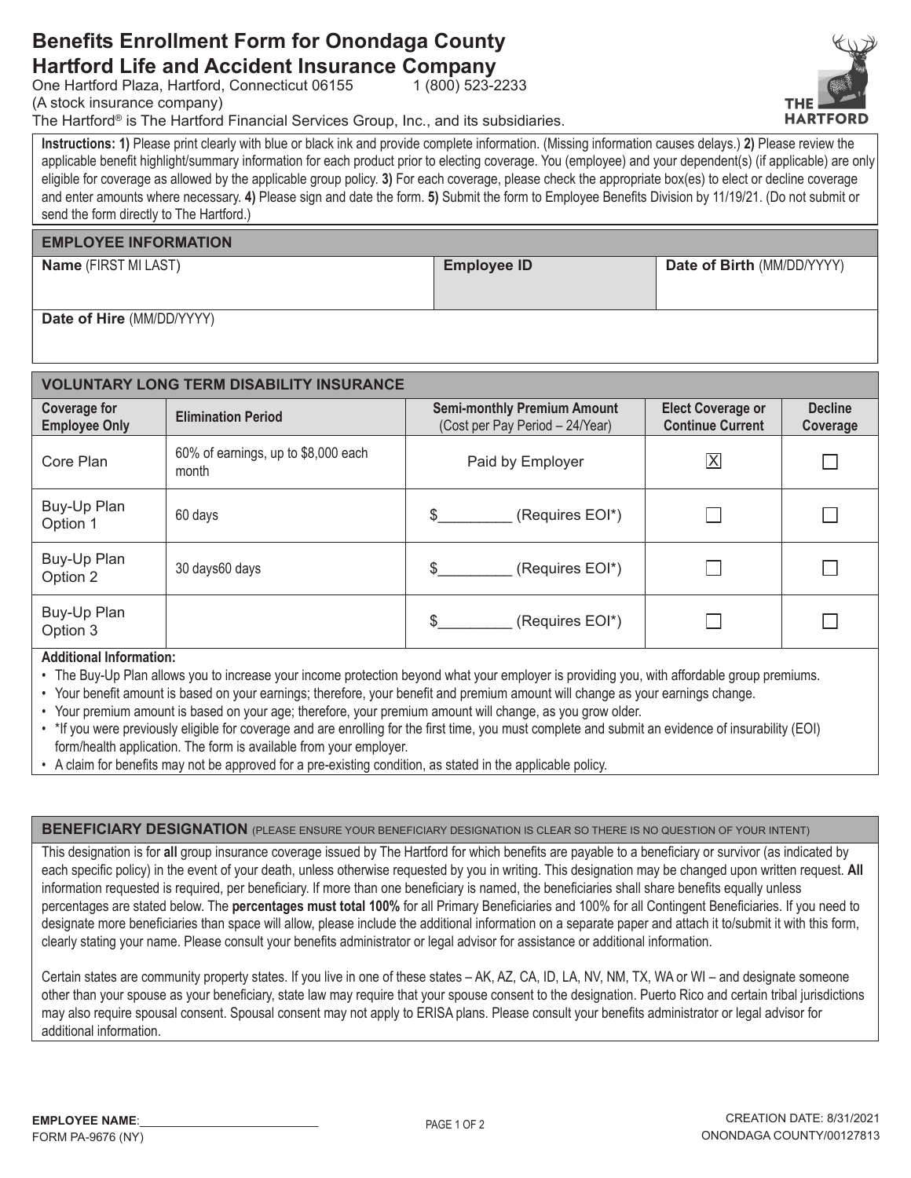# Benefits Enrollment Form for Onondaga County

## Hartford Life and Accident Insurance Company

One Hartford Plaza, Hartford, Connecticut 06155 1 (800) 523-2233
(A stock insurance company)
The Hartford® is The Hartford Financial Services Group, Inc., and its subsidiaries.

**Instructions: 1)** Please print clearly with blue or black ink and provide complete information. (Missing information causes delays.) **2)** Please review the applicable benefit highlight/summary information for each product prior to electing coverage. You (employee) and your dependent(s) (if applicable) are only eligible for coverage as allowed by the applicable group policy. **3)** For each coverage, please check the appropriate box(es) to elect or decline coverage and enter amounts where necessary. **4)** Please sign and date the form. **5)** Submit the form to Employee Benefits Division by 11/19/21. (Do not submit or send the form directly to The Hartford.)

## EMPLOYEE INFORMATION

| **Name** (FIRST MI LAST) | **Employee ID** | **Date of Birth** (MM/DD/YYYY) |
|---|---|---|
| | | |
| **Date of Hire** (MM/DD/YYYY) | | |
| | | |

## VOLUNTARY LONG TERM DISABILITY INSURANCE

| Coverage for Employee Only | Elimination Period | Semi-monthly Premium Amount (Cost per Pay Period – 24/Year) | Elect Coverage or Continue Current | Decline Coverage |
|---|---|---|---|---|
| Core Plan | 60% of earnings, up to $8,000 each month | Paid by Employer | ☒ | ☐ |
| Buy-Up Plan Option 1 | 60 days | $_________ (Requires EOI*) | ☐ | ☐ |
| Buy-Up Plan Option 2 | 30 days60 days | $_________ (Requires EOI*) | ☐ | ☐ |
| Buy-Up Plan Option 3 | | $_________ (Requires EOI*) | ☐ | ☐ |

**Additional Information:**

- The Buy-Up Plan allows you to increase your income protection beyond what your employer is providing you, with affordable group premiums.
- Your benefit amount is based on your earnings; therefore, your benefit and premium amount will change as your earnings change.
- Your premium amount is based on your age; therefore, your premium amount will change, as you grow older.
- *If you were previously eligible for coverage and are enrolling for the first time, you must complete and submit an evidence of insurability (EOI) form/health application. The form is available from your employer.
- A claim for benefits may not be approved for a pre-existing condition, as stated in the applicable policy.

## BENEFICIARY DESIGNATION (PLEASE ENSURE YOUR BENEFICIARY DESIGNATION IS CLEAR SO THERE IS NO QUESTION OF YOUR INTENT)

This designation is for **all** group insurance coverage issued by The Hartford for which benefits are payable to a beneficiary or survivor (as indicated by each specific policy) in the event of your death, unless otherwise requested by you in writing. This designation may be changed upon written request. **All** information requested is required, per beneficiary. If more than one beneficiary is named, the beneficiaries shall share benefits equally unless percentages are stated below. The **percentages must total 100%** for all Primary Beneficiaries and 100% for all Contingent Beneficiaries. If you need to designate more beneficiaries than space will allow, please include the additional information on a separate paper and attach it to/submit it with this form, clearly stating your name. Please consult your benefits administrator or legal advisor for assistance or additional information.

Certain states are community property states. If you live in one of these states – AK, AZ, CA, ID, LA, NV, NM, TX, WA or WI – and designate someone other than your spouse as your beneficiary, state law may require that your spouse consent to the designation. Puerto Rico and certain tribal jurisdictions may also require spousal consent. Spousal consent may not apply to ERISA plans. Please consult your benefits administrator or legal advisor for additional information.

**EMPLOYEE NAME**:___________________________

FORM PA-9676 (NY)

CREATION DATE: 8/31/2021
ONONDAGA COUNTY/00127813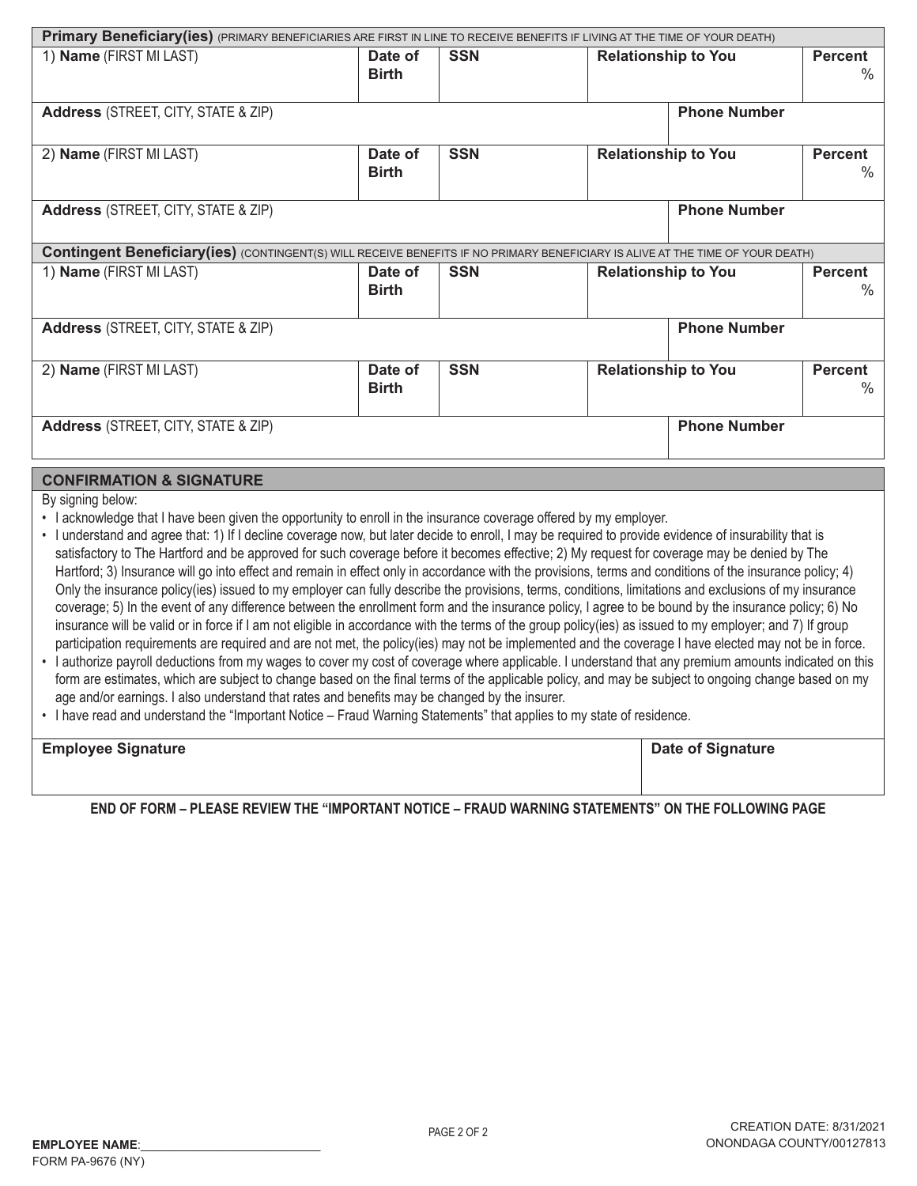## Primary Beneficiary(ies) (PRIMARY BENEFICIARIES ARE FIRST IN LINE TO RECEIVE BENEFITS IF LIVING AT THE TIME OF YOUR DEATH)

| 1) **Name** (FIRST MI LAST) | **Date of Birth** | **SSN** | **Relationship to You** | **Percent** % |
|---|---|---|---|---|
| **Address** (STREET, CITY, STATE & ZIP) | | | **Phone Number** | |
| 2) **Name** (FIRST MI LAST) | **Date of Birth** | **SSN** | **Relationship to You** | **Percent** % |
| **Address** (STREET, CITY, STATE & ZIP) | | | **Phone Number** | |

## Contingent Beneficiary(ies) (CONTINGENT(S) WILL RECEIVE BENEFITS IF NO PRIMARY BENEFICIARY IS ALIVE AT THE TIME OF YOUR DEATH)

| 1) **Name** (FIRST MI LAST) | **Date of Birth** | **SSN** | **Relationship to You** | **Percent** % |
|---|---|---|---|---|
| **Address** (STREET, CITY, STATE & ZIP) | | | **Phone Number** | |
| 2) **Name** (FIRST MI LAST) | **Date of Birth** | **SSN** | **Relationship to You** | **Percent** % |
| **Address** (STREET, CITY, STATE & ZIP) | | | **Phone Number** | |

## CONFIRMATION & SIGNATURE

By signing below:

- I acknowledge that I have been given the opportunity to enroll in the insurance coverage offered by my employer.
- I understand and agree that: 1) If I decline coverage now, but later decide to enroll, I may be required to provide evidence of insurability that is satisfactory to The Hartford and be approved for such coverage before it becomes effective; 2) My request for coverage may be denied by The Hartford; 3) Insurance will go into effect and remain in effect only in accordance with the provisions, terms and conditions of the insurance policy; 4) Only the insurance policy(ies) issued to my employer can fully describe the provisions, terms, conditions, limitations and exclusions of my insurance coverage; 5) In the event of any difference between the enrollment form and the insurance policy, I agree to be bound by the insurance policy; 6) No insurance will be valid or in force if I am not eligible in accordance with the terms of the group policy(ies) as issued to my employer; and 7) If group participation requirements are required and are not met, the policy(ies) may not be implemented and the coverage I have elected may not be in force.
- I authorize payroll deductions from my wages to cover my cost of coverage where applicable. I understand that any premium amounts indicated on this form are estimates, which are subject to change based on the final terms of the applicable policy, and may be subject to ongoing change based on my age and/or earnings. I also understand that rates and benefits may be changed by the insurer.
- I have read and understand the "Important Notice – Fraud Warning Statements" that applies to my state of residence.

| **Employee Signature** | **Date of Signature** |
|---|---|
| | |

**END OF FORM – PLEASE REVIEW THE "IMPORTANT NOTICE – FRAUD WARNING STATEMENTS" ON THE FOLLOWING PAGE**

**EMPLOYEE NAME**:___________________________

FORM PA-9676 (NY)

CREATION DATE: 8/31/2021
ONONDAGA COUNTY/00127813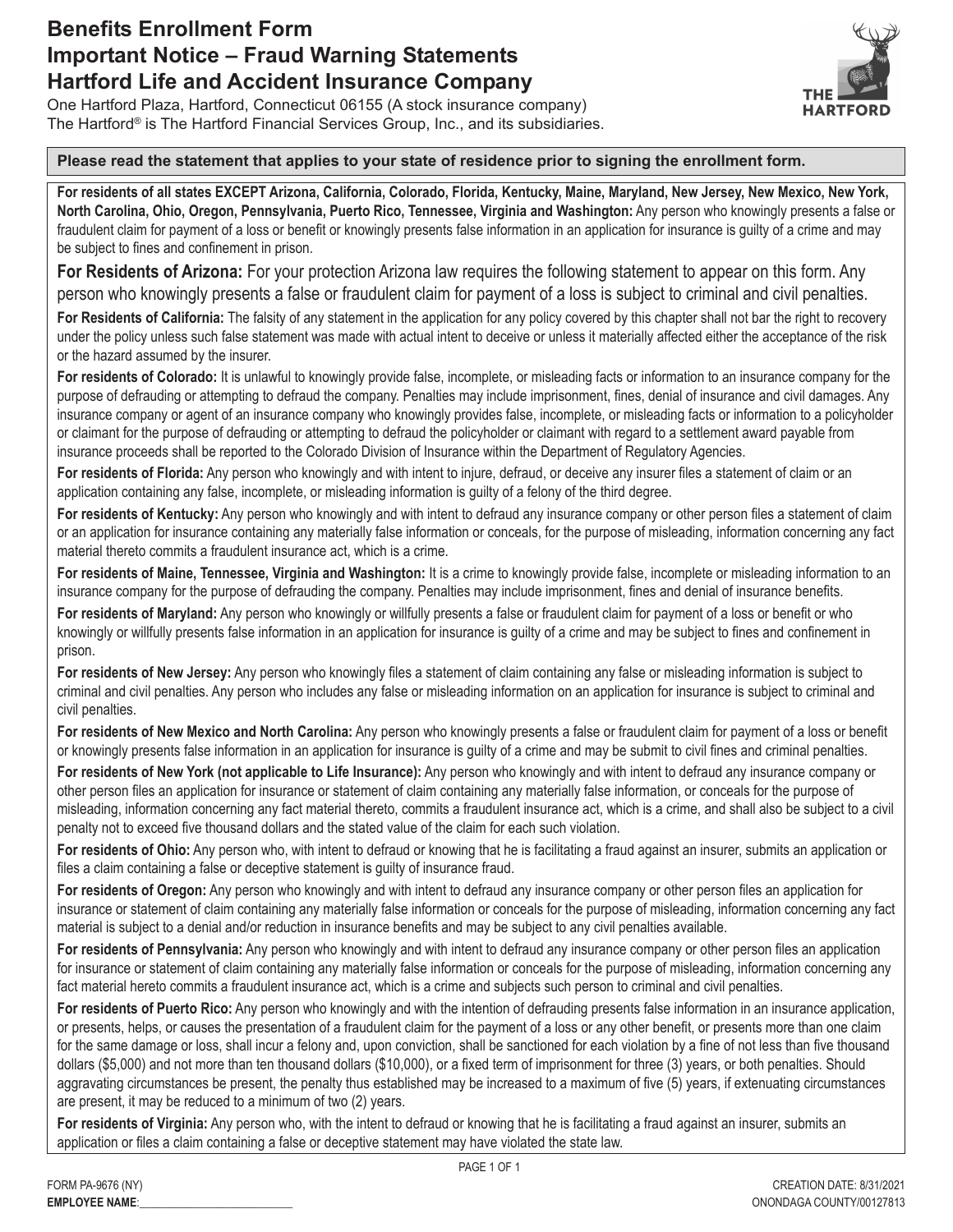# Benefits Enrollment Form
# Important Notice – Fraud Warning Statements
# Hartford Life and Accident Insurance Company

One Hartford Plaza, Hartford, Connecticut 06155 (A stock insurance company)
The Hartford® is The Hartford Financial Services Group, Inc., and its subsidiaries.

**Please read the statement that applies to your state of residence prior to signing the enrollment form.**

**For residents of all states EXCEPT Arizona, California, Colorado, Florida, Kentucky, Maine, Maryland, New Jersey, New Mexico, New York, North Carolina, Ohio, Oregon, Pennsylvania, Puerto Rico, Tennessee, Virginia and Washington:** Any person who knowingly presents a false or fraudulent claim for payment of a loss or benefit or knowingly presents false information in an application for insurance is guilty of a crime and may be subject to fines and confinement in prison.

**For Residents of Arizona:** For your protection Arizona law requires the following statement to appear on this form. Any person who knowingly presents a false or fraudulent claim for payment of a loss is subject to criminal and civil penalties.

**For Residents of California:** The falsity of any statement in the application for any policy covered by this chapter shall not bar the right to recovery under the policy unless such false statement was made with actual intent to deceive or unless it materially affected either the acceptance of the risk or the hazard assumed by the insurer.

**For residents of Colorado:** It is unlawful to knowingly provide false, incomplete, or misleading facts or information to an insurance company for the purpose of defrauding or attempting to defraud the company. Penalties may include imprisonment, fines, denial of insurance and civil damages. Any insurance company or agent of an insurance company who knowingly provides false, incomplete, or misleading facts or information to a policyholder or claimant for the purpose of defrauding or attempting to defraud the policyholder or claimant with regard to a settlement award payable from insurance proceeds shall be reported to the Colorado Division of Insurance within the Department of Regulatory Agencies.

**For residents of Florida:** Any person who knowingly and with intent to injure, defraud, or deceive any insurer files a statement of claim or an application containing any false, incomplete, or misleading information is guilty of a felony of the third degree.

**For residents of Kentucky:** Any person who knowingly and with intent to defraud any insurance company or other person files a statement of claim or an application for insurance containing any materially false information or conceals, for the purpose of misleading, information concerning any fact material thereto commits a fraudulent insurance act, which is a crime.

**For residents of Maine, Tennessee, Virginia and Washington:** It is a crime to knowingly provide false, incomplete or misleading information to an insurance company for the purpose of defrauding the company. Penalties may include imprisonment, fines and denial of insurance benefits.

**For residents of Maryland:** Any person who knowingly or willfully presents a false or fraudulent claim for payment of a loss or benefit or who knowingly or willfully presents false information in an application for insurance is guilty of a crime and may be subject to fines and confinement in prison.

**For residents of New Jersey:** Any person who knowingly files a statement of claim containing any false or misleading information is subject to criminal and civil penalties. Any person who includes any false or misleading information on an application for insurance is subject to criminal and civil penalties.

**For residents of New Mexico and North Carolina:** Any person who knowingly presents a false or fraudulent claim for payment of a loss or benefit or knowingly presents false information in an application for insurance is guilty of a crime and may be submit to civil fines and criminal penalties.

**For residents of New York (not applicable to Life Insurance):** Any person who knowingly and with intent to defraud any insurance company or other person files an application for insurance or statement of claim containing any materially false information, or conceals for the purpose of misleading, information concerning any fact material thereto, commits a fraudulent insurance act, which is a crime, and shall also be subject to a civil penalty not to exceed five thousand dollars and the stated value of the claim for each such violation.

**For residents of Ohio:** Any person who, with intent to defraud or knowing that he is facilitating a fraud against an insurer, submits an application or files a claim containing a false or deceptive statement is guilty of insurance fraud.

**For residents of Oregon:** Any person who knowingly and with intent to defraud any insurance company or other person files an application for insurance or statement of claim containing any materially false information or conceals for the purpose of misleading, information concerning any fact material is subject to a denial and/or reduction in insurance benefits and may be subject to any civil penalties available.

**For residents of Pennsylvania:** Any person who knowingly and with intent to defraud any insurance company or other person files an application for insurance or statement of claim containing any materially false information or conceals for the purpose of misleading, information concerning any fact material hereto commits a fraudulent insurance act, which is a crime and subjects such person to criminal and civil penalties.

**For residents of Puerto Rico:** Any person who knowingly and with the intention of defrauding presents false information in an insurance application, or presents, helps, or causes the presentation of a fraudulent claim for the payment of a loss or any other benefit, or presents more than one claim for the same damage or loss, shall incur a felony and, upon conviction, shall be sanctioned for each violation by a fine of not less than five thousand dollars ($5,000) and not more than ten thousand dollars ($10,000), or a fixed term of imprisonment for three (3) years, or both penalties. Should aggravating circumstances be present, the penalty thus established may be increased to a maximum of five (5) years, if extenuating circumstances are present, it may be reduced to a minimum of two (2) years.

**For residents of Virginia:** Any person who, with the intent to defraud or knowing that he is facilitating a fraud against an insurer, submits an application or files a claim containing a false or deceptive statement may have violated the state law.

FORM PA-9676 (NY)
**EMPLOYEE NAME**:___________________________

CREATION DATE: 8/31/2021
ONONDAGA COUNTY/00127813